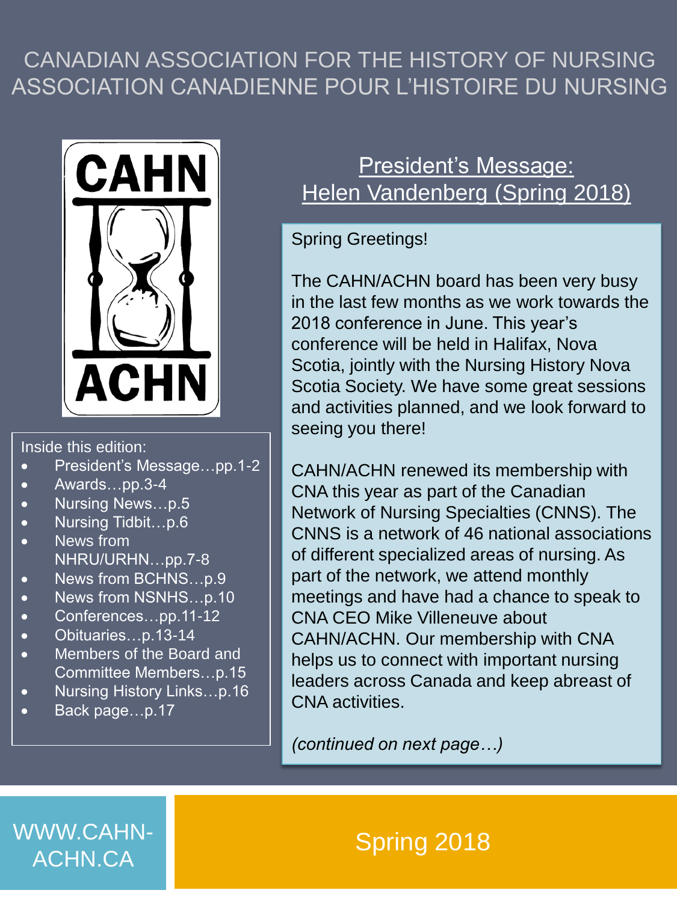# CANADIAN ASSOCIATION FOR THE HISTORY OF NURSING
# ASSOCIATION CANADIENNE POUR L'HISTOIRE DU NURSING

CAHN
ACHN

Inside this edition:

- President's Message…pp.1-2
- Awards…pp.3-4
- Nursing News…p.5
- Nursing Tidbit…p.6
- News from NHRU/URHN…pp.7-8
- News from BCHNS…p.9
- News from NSNHS…p.10
- Conferences…pp.11-12
- Obituaries…p.13-14
- Members of the Board and Committee Members…p.15
- Nursing History Links…p.16
- Back page…p.17

## President's Message: Helen Vandenberg (Spring 2018)

Spring Greetings!

The CAHN/ACHN board has been very busy in the last few months as we work towards the 2018 conference in June. This year's conference will be held in Halifax, Nova Scotia, jointly with the Nursing History Nova Scotia Society. We have some great sessions and activities planned, and we look forward to seeing you there!

CAHN/ACHN renewed its membership with CNA this year as part of the Canadian Network of Nursing Specialties (CNNS). The CNNS is a network of 46 national associations of different specialized areas of nursing. As part of the network, we attend monthly meetings and have had a chance to speak to CNA CEO Mike Villeneuve about CAHN/ACHN. Our membership with CNA helps us to connect with important nursing leaders across Canada and keep abreast of CNA activities.

*(continued on next page…)*

WWW.CAHN-ACHN.CA

Spring 2018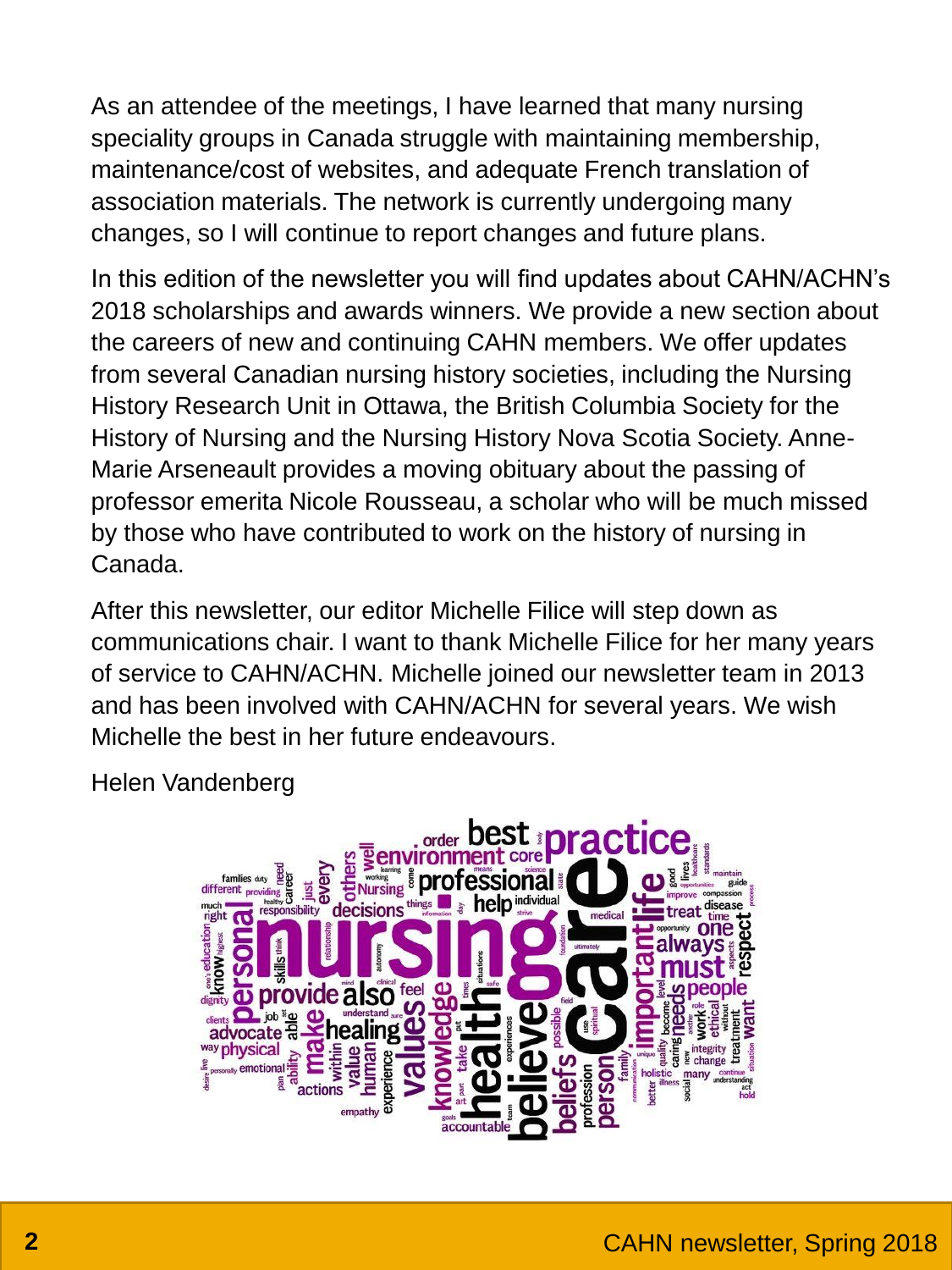As an attendee of the meetings, I have learned that many nursing speciality groups in Canada struggle with maintaining membership, maintenance/cost of websites, and adequate French translation of association materials. The network is currently undergoing many changes, so I will continue to report changes and future plans.

In this edition of the newsletter you will find updates about CAHN/ACHN's 2018 scholarships and awards winners. We provide a new section about the careers of new and continuing CAHN members. We offer updates from several Canadian nursing history societies, including the Nursing History Research Unit in Ottawa, the British Columbia Society for the History of Nursing and the Nursing History Nova Scotia Society. Anne-Marie Arseneault provides a moving obituary about the passing of professor emerita Nicole Rousseau, a scholar who will be much missed by those who have contributed to work on the history of nursing in Canada.

After this newsletter, our editor Michelle Filice will step down as communications chair. I want to thank Michelle Filice for her many years of service to CAHN/ACHN. Michelle joined our newsletter team in 2013 and has been involved with CAHN/ACHN for several years. We wish Michelle the best in her future endeavours.

Helen Vandenberg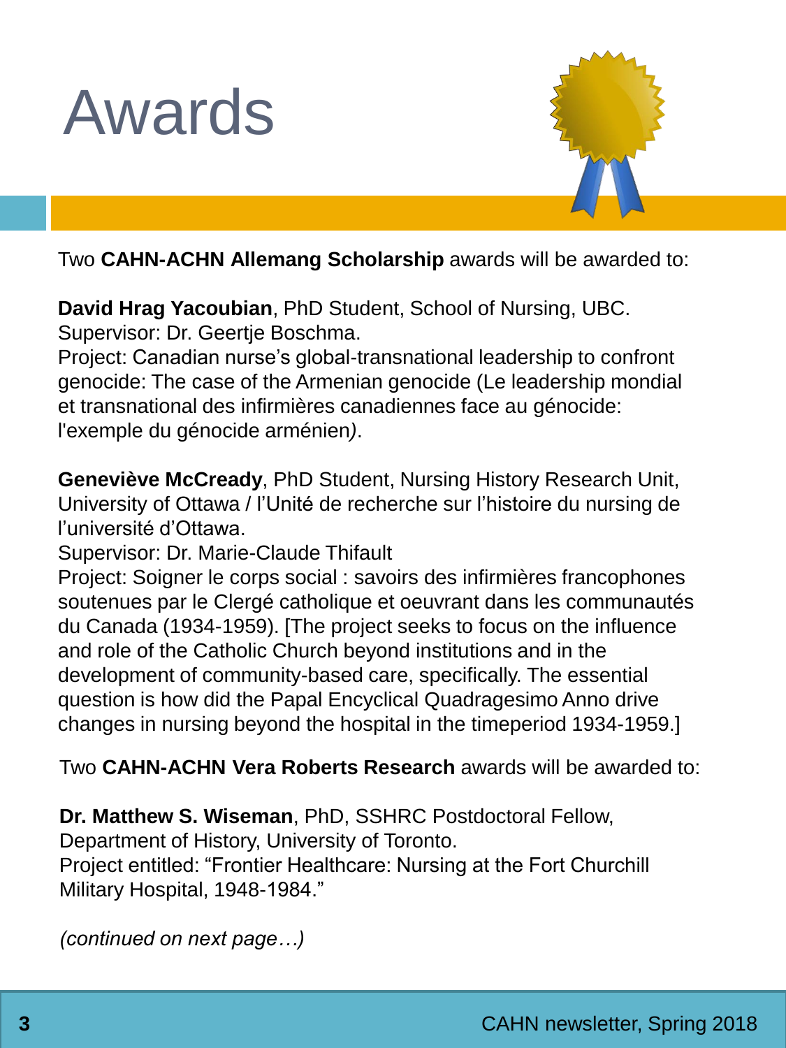# Awards

Two **CAHN-ACHN Allemang Scholarship** awards will be awarded to:

**David Hrag Yacoubian**, PhD Student, School of Nursing, UBC.
Supervisor: Dr. Geertje Boschma.
Project: Canadian nurse's global-transnational leadership to confront genocide: The case of the Armenian genocide (Le leadership mondial et transnational des infirmières canadiennes face au génocide: l'exemple du génocide arménien*)*.

**Geneviève McCready**, PhD Student, Nursing History Research Unit, University of Ottawa / l'Unité de recherche sur l'histoire du nursing de l'université d'Ottawa.
Supervisor: Dr. Marie-Claude Thifault
Project: Soigner le corps social : savoirs des infirmières francophones soutenues par le Clergé catholique et oeuvrant dans les communautés du Canada (1934-1959). [The project seeks to focus on the influence and role of the Catholic Church beyond institutions and in the development of community-based care, specifically. The essential question is how did the Papal Encyclical Quadragesimo Anno drive changes in nursing beyond the hospital in the timeperiod 1934-1959.]

Two **CAHN-ACHN Vera Roberts Research** awards will be awarded to:

**Dr. Matthew S. Wiseman**, PhD, SSHRC Postdoctoral Fellow, Department of History, University of Toronto.
Project entitled: "Frontier Healthcare: Nursing at the Fort Churchill Military Hospital, 1948-1984."

*(continued on next page…)*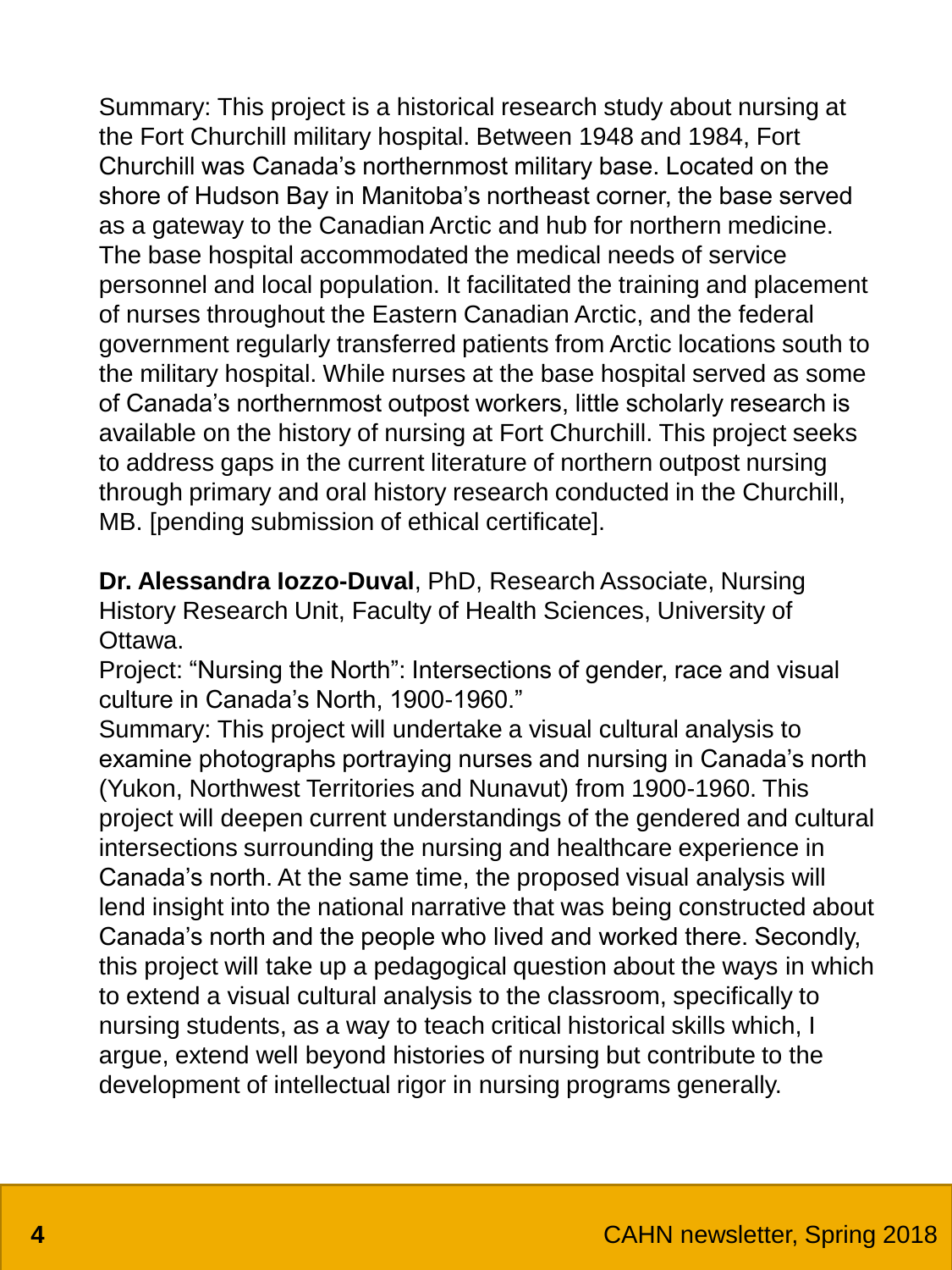Summary: This project is a historical research study about nursing at the Fort Churchill military hospital. Between 1948 and 1984, Fort Churchill was Canada's northernmost military base. Located on the shore of Hudson Bay in Manitoba's northeast corner, the base served as a gateway to the Canadian Arctic and hub for northern medicine. The base hospital accommodated the medical needs of service personnel and local population. It facilitated the training and placement of nurses throughout the Eastern Canadian Arctic, and the federal government regularly transferred patients from Arctic locations south to the military hospital. While nurses at the base hospital served as some of Canada's northernmost outpost workers, little scholarly research is available on the history of nursing at Fort Churchill. This project seeks to address gaps in the current literature of northern outpost nursing through primary and oral history research conducted in the Churchill, MB. [pending submission of ethical certificate].

**Dr. Alessandra Iozzo-Duval**, PhD, Research Associate, Nursing History Research Unit, Faculty of Health Sciences, University of Ottawa.
Project: "Nursing the North": Intersections of gender, race and visual culture in Canada's North, 1900-1960."
Summary: This project will undertake a visual cultural analysis to examine photographs portraying nurses and nursing in Canada's north (Yukon, Northwest Territories and Nunavut) from 1900-1960. This project will deepen current understandings of the gendered and cultural intersections surrounding the nursing and healthcare experience in Canada's north. At the same time, the proposed visual analysis will lend insight into the national narrative that was being constructed about Canada's north and the people who lived and worked there. Secondly, this project will take up a pedagogical question about the ways in which to extend a visual cultural analysis to the classroom, specifically to nursing students, as a way to teach critical historical skills which, I argue, extend well beyond histories of nursing but contribute to the development of intellectual rigor in nursing programs generally.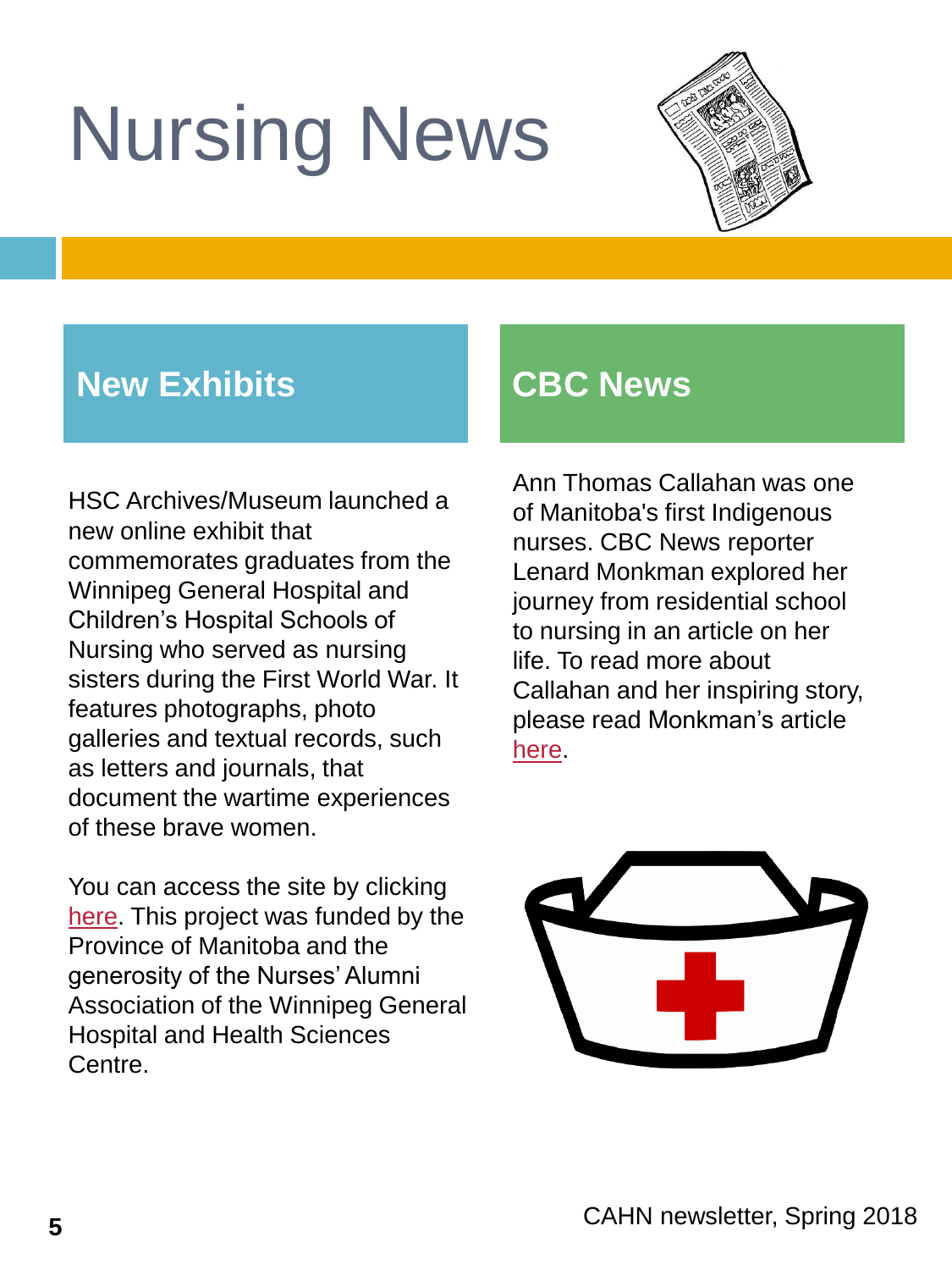# Nursing News

## New Exhibits

HSC Archives/Museum launched a new online exhibit that commemorates graduates from the Winnipeg General Hospital and Children's Hospital Schools of Nursing who served as nursing sisters during the First World War. It features photographs, photo galleries and textual records, such as letters and journals, that document the wartime experiences of these brave women.

You can access the site by clicking here. This project was funded by the Province of Manitoba and the generosity of the Nurses' Alumni Association of the Winnipeg General Hospital and Health Sciences Centre.

## CBC News

Ann Thomas Callahan was one of Manitoba's first Indigenous nurses. CBC News reporter Lenard Monkman explored her journey from residential school to nursing in an article on her life. To read more about Callahan and her inspiring story, please read Monkman's article here.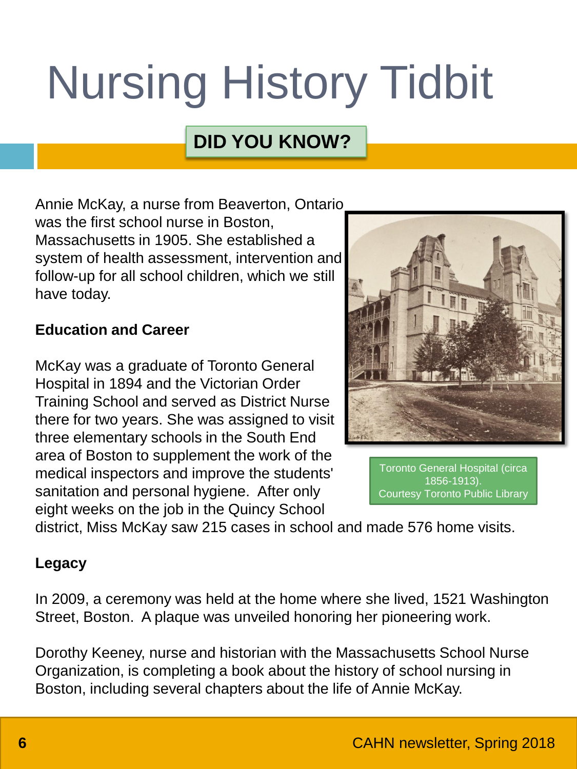# Nursing History Tidbit

## DID YOU KNOW?

Annie McKay, a nurse from Beaverton, Ontario was the first school nurse in Boston, Massachusetts in 1905. She established a system of health assessment, intervention and follow-up for all school children, which we still have today.

**Education and Career**

McKay was a graduate of Toronto General Hospital in 1894 and the Victorian Order Training School and served as District Nurse there for two years. She was assigned to visit three elementary schools in the South End area of Boston to supplement the work of the medical inspectors and improve the students' sanitation and personal hygiene. After only eight weeks on the job in the Quincy School district, Miss McKay saw 215 cases in school and made 576 home visits.

Toronto General Hospital (circa 1856-1913). Courtesy Toronto Public Library

**Legacy**

In 2009, a ceremony was held at the home where she lived, 1521 Washington Street, Boston. A plaque was unveiled honoring her pioneering work.

Dorothy Keeney, nurse and historian with the Massachusetts School Nurse Organization, is completing a book about the history of school nursing in Boston, including several chapters about the life of Annie McKay.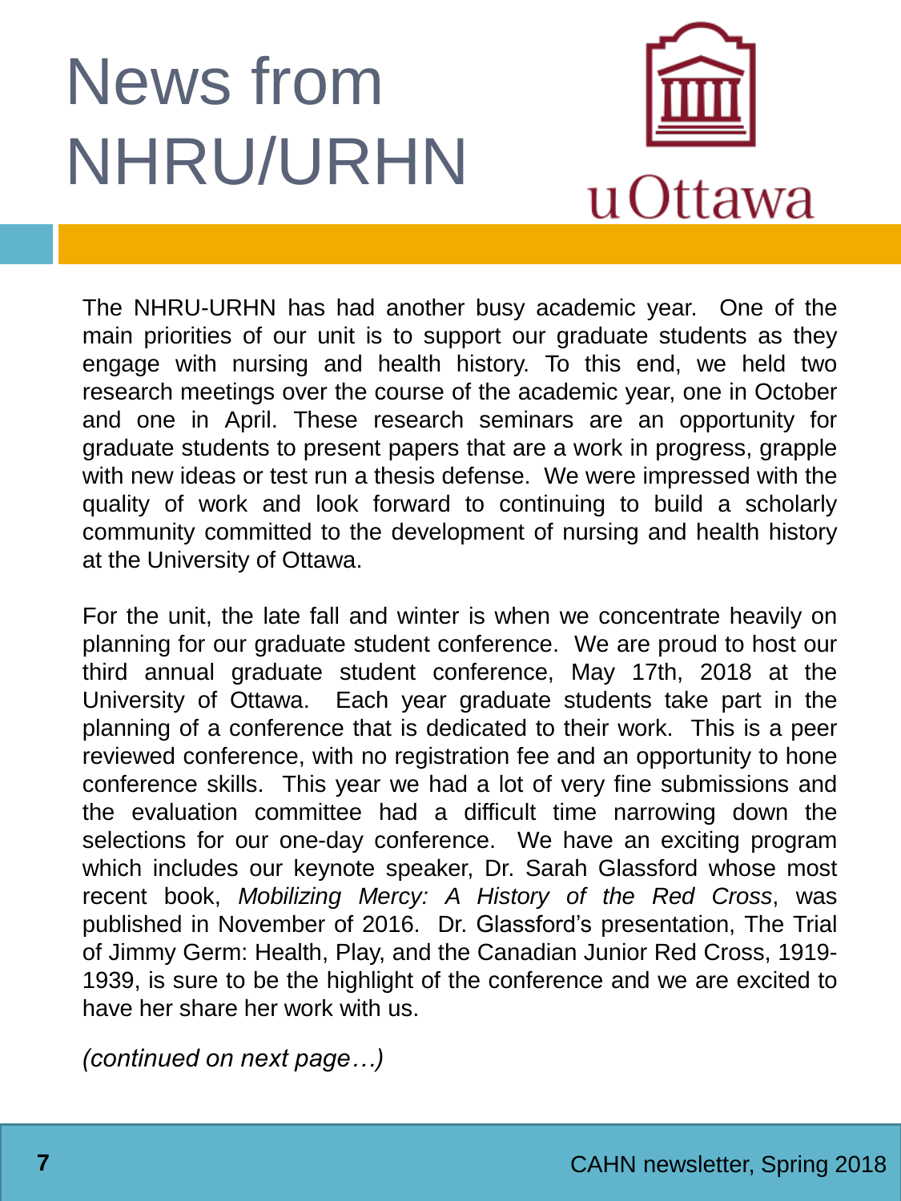# News from NHRU/URHN

The NHRU-URHN has had another busy academic year. One of the main priorities of our unit is to support our graduate students as they engage with nursing and health history. To this end, we held two research meetings over the course of the academic year, one in October and one in April. These research seminars are an opportunity for graduate students to present papers that are a work in progress, grapple with new ideas or test run a thesis defense. We were impressed with the quality of work and look forward to continuing to build a scholarly community committed to the development of nursing and health history at the University of Ottawa.

For the unit, the late fall and winter is when we concentrate heavily on planning for our graduate student conference. We are proud to host our third annual graduate student conference, May 17th, 2018 at the University of Ottawa. Each year graduate students take part in the planning of a conference that is dedicated to their work. This is a peer reviewed conference, with no registration fee and an opportunity to hone conference skills. This year we had a lot of very fine submissions and the evaluation committee had a difficult time narrowing down the selections for our one-day conference. We have an exciting program which includes our keynote speaker, Dr. Sarah Glassford whose most recent book, *Mobilizing Mercy: A History of the Red Cross*, was published in November of 2016. Dr. Glassford's presentation, The Trial of Jimmy Germ: Health, Play, and the Canadian Junior Red Cross, 1919-1939, is sure to be the highlight of the conference and we are excited to have her share her work with us.

*(continued on next page…)*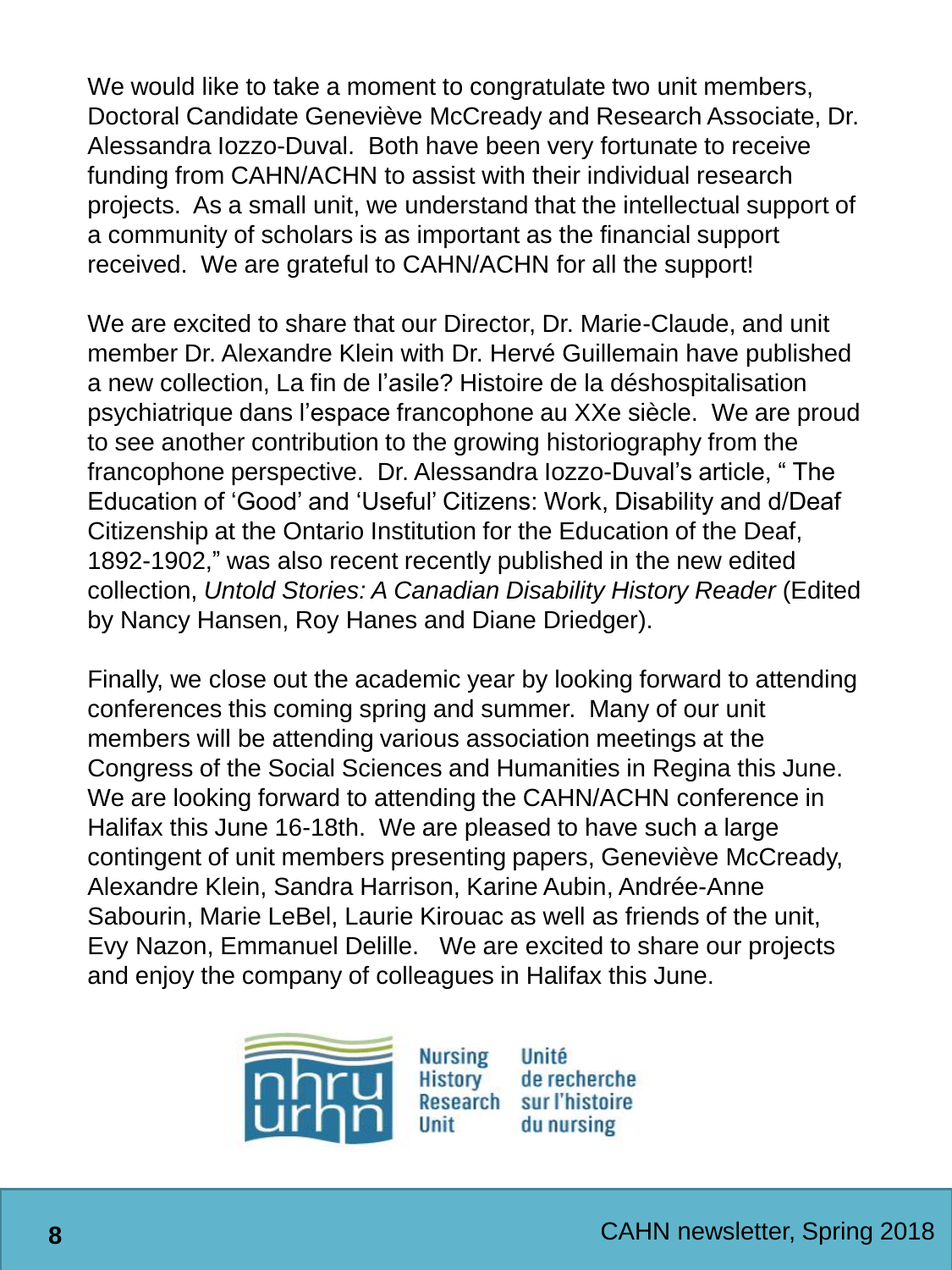We would like to take a moment to congratulate two unit members, Doctoral Candidate Geneviève McCready and Research Associate, Dr. Alessandra Iozzo-Duval. Both have been very fortunate to receive funding from CAHN/ACHN to assist with their individual research projects. As a small unit, we understand that the intellectual support of a community of scholars is as important as the financial support received. We are grateful to CAHN/ACHN for all the support!

We are excited to share that our Director, Dr. Marie-Claude, and unit member Dr. Alexandre Klein with Dr. Hervé Guillemain have published a new collection, La fin de l'asile? Histoire de la déshospitalisation psychiatrique dans l'espace francophone au XXe siècle. We are proud to see another contribution to the growing historiography from the francophone perspective. Dr. Alessandra Iozzo-Duval's article, " The Education of 'Good' and 'Useful' Citizens: Work, Disability and d/Deaf Citizenship at the Ontario Institution for the Education of the Deaf, 1892-1902," was also recent recently published in the new edited collection, *Untold Stories: A Canadian Disability History Reader* (Edited by Nancy Hansen, Roy Hanes and Diane Driedger).

Finally, we close out the academic year by looking forward to attending conferences this coming spring and summer. Many of our unit members will be attending various association meetings at the Congress of the Social Sciences and Humanities in Regina this June. We are looking forward to attending the CAHN/ACHN conference in Halifax this June 16-18th. We are pleased to have such a large contingent of unit members presenting papers, Geneviève McCready, Alexandre Klein, Sandra Harrison, Karine Aubin, Andrée-Anne Sabourin, Marie LeBel, Laurie Kirouac as well as friends of the unit, Evy Nazon, Emmanuel Delille. We are excited to share our projects and enjoy the company of colleagues in Halifax this June.

nhru urhn — Nursing History Research Unit / Unité de recherche sur l'histoire du nursing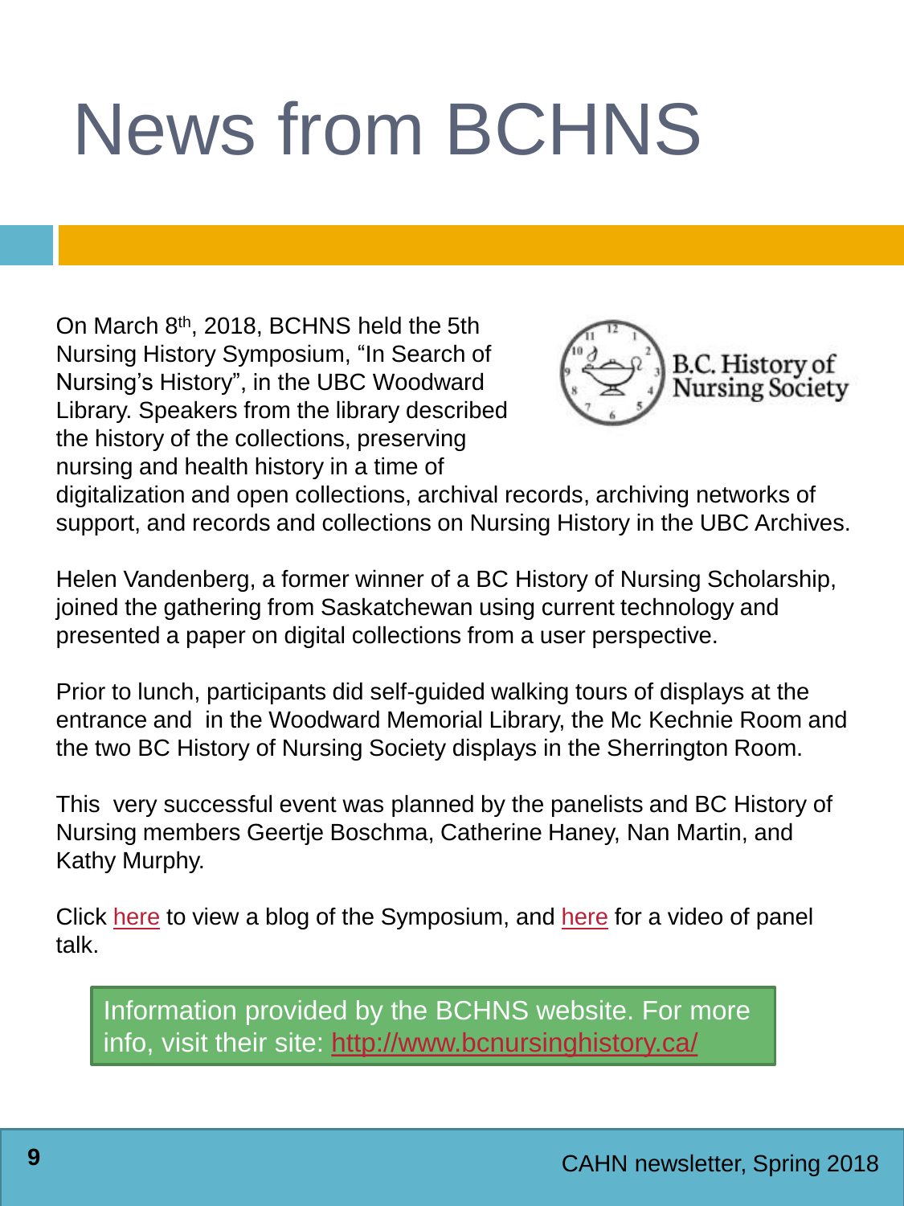# News from BCHNS

On March 8th, 2018, BCHNS held the 5th Nursing History Symposium, "In Search of Nursing's History", in the UBC Woodward Library. Speakers from the library described the history of the collections, preserving nursing and health history in a time of digitalization and open collections, archival records, archiving networks of support, and records and collections on Nursing History in the UBC Archives.

B.C. History of Nursing Society

Helen Vandenberg, a former winner of a BC History of Nursing Scholarship, joined the gathering from Saskatchewan using current technology and presented a paper on digital collections from a user perspective.

Prior to lunch, participants did self-guided walking tours of displays at the entrance and in the Woodward Memorial Library, the Mc Kechnie Room and the two BC History of Nursing Society displays in the Sherrington Room.

This very successful event was planned by the panelists and BC History of Nursing members Geertje Boschma, Catherine Haney, Nan Martin, and Kathy Murphy.

Click here to view a blog of the Symposium, and here for a video of panel talk.

Information provided by the BCHNS website. For more info, visit their site: http://www.bcnursinghistory.ca/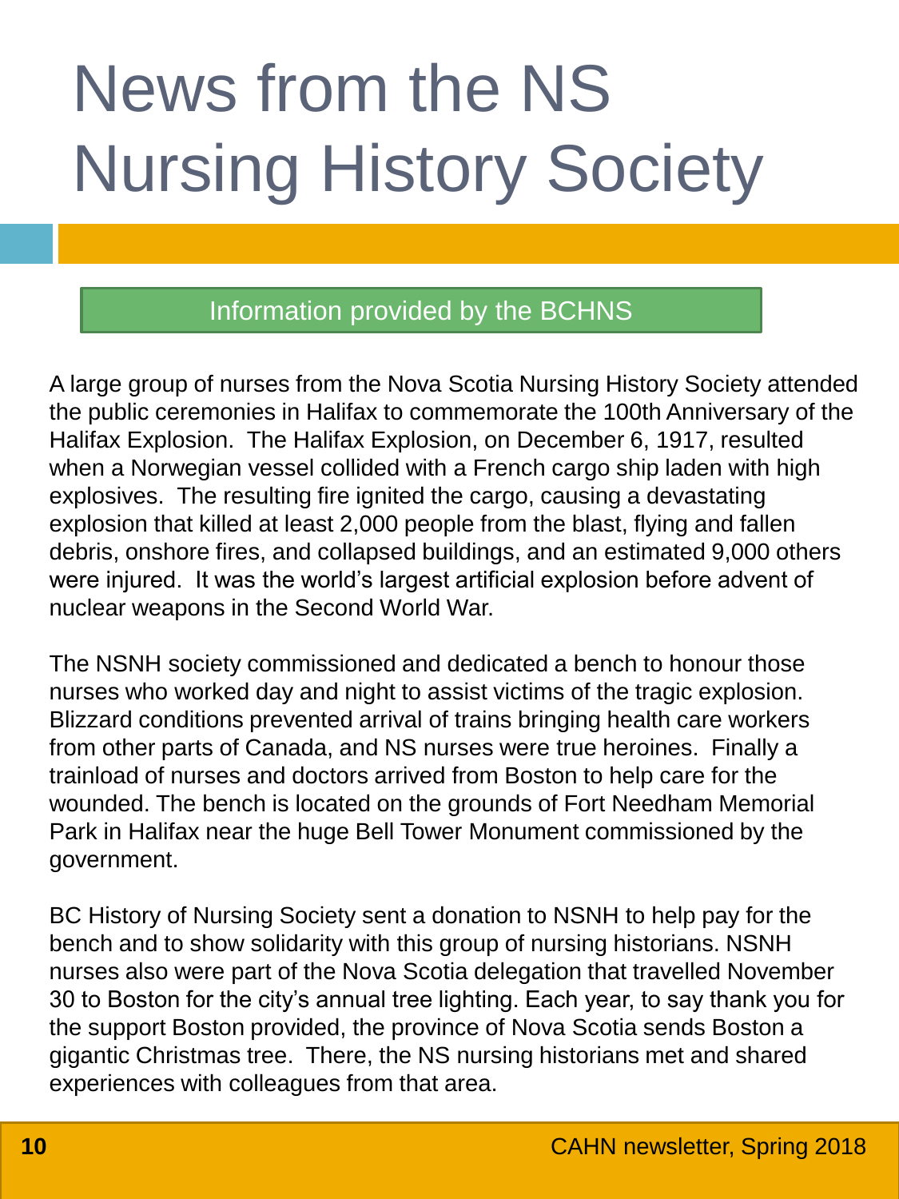# News from the NS Nursing History Society

Information provided by the BCHNS

A large group of nurses from the Nova Scotia Nursing History Society attended the public ceremonies in Halifax to commemorate the 100th Anniversary of the Halifax Explosion. The Halifax Explosion, on December 6, 1917, resulted when a Norwegian vessel collided with a French cargo ship laden with high explosives. The resulting fire ignited the cargo, causing a devastating explosion that killed at least 2,000 people from the blast, flying and fallen debris, onshore fires, and collapsed buildings, and an estimated 9,000 others were injured. It was the world's largest artificial explosion before advent of nuclear weapons in the Second World War.

The NSNH society commissioned and dedicated a bench to honour those nurses who worked day and night to assist victims of the tragic explosion. Blizzard conditions prevented arrival of trains bringing health care workers from other parts of Canada, and NS nurses were true heroines. Finally a trainload of nurses and doctors arrived from Boston to help care for the wounded. The bench is located on the grounds of Fort Needham Memorial Park in Halifax near the huge Bell Tower Monument commissioned by the government.

BC History of Nursing Society sent a donation to NSNH to help pay for the bench and to show solidarity with this group of nursing historians. NSNH nurses also were part of the Nova Scotia delegation that travelled November 30 to Boston for the city's annual tree lighting. Each year, to say thank you for the support Boston provided, the province of Nova Scotia sends Boston a gigantic Christmas tree. There, the NS nursing historians met and shared experiences with colleagues from that area.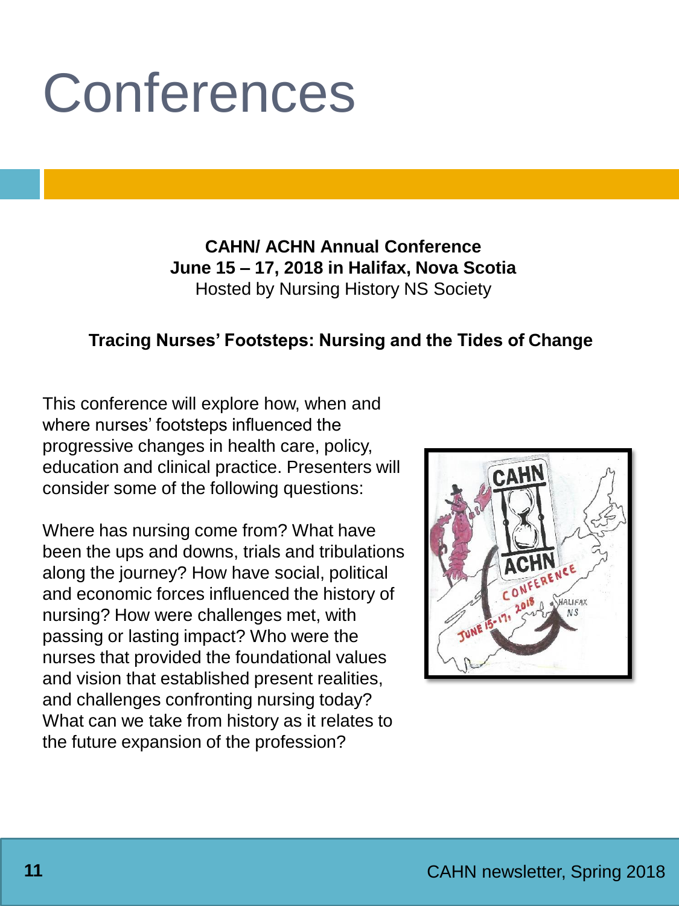# Conferences

**CAHN/ ACHN Annual Conference**
**June 15 – 17, 2018 in Halifax, Nova Scotia**
Hosted by Nursing History NS Society

**Tracing Nurses' Footsteps: Nursing and the Tides of Change**

This conference will explore how, when and where nurses' footsteps influenced the progressive changes in health care, policy, education and clinical practice. Presenters will consider some of the following questions:

Where has nursing come from? What have been the ups and downs, trials and tribulations along the journey? How have social, political and economic forces influenced the history of nursing? How were challenges met, with passing or lasting impact? Who were the nurses that provided the foundational values and vision that established present realities, and challenges confronting nursing today? What can we take from history as it relates to the future expansion of the profession?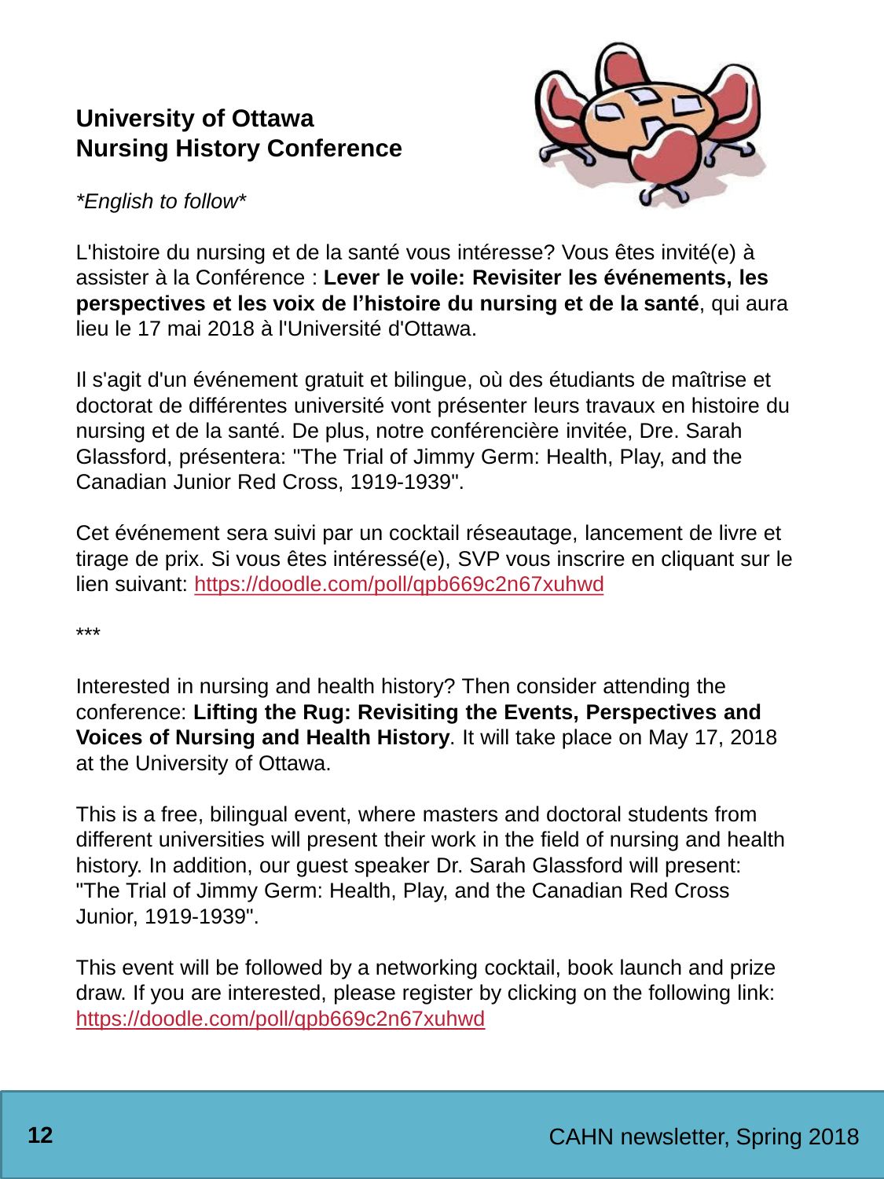## University of Ottawa
## Nursing History Conference

*\*English to follow\**

L'histoire du nursing et de la santé vous intéresse? Vous êtes invité(e) à assister à la Conférence : **Lever le voile: Revisiter les événements, les perspectives et les voix de l'histoire du nursing et de la santé**, qui aura lieu le 17 mai 2018 à l'Université d'Ottawa.

Il s'agit d'un événement gratuit et bilingue, où des étudiants de maîtrise et doctorat de différentes université vont présenter leurs travaux en histoire du nursing et de la santé. De plus, notre conférencière invitée, Dre. Sarah Glassford, présentera: "The Trial of Jimmy Germ: Health, Play, and the Canadian Junior Red Cross, 1919-1939".

Cet événement sera suivi par un cocktail réseautage, lancement de livre et tirage de prix. Si vous êtes intéressé(e), SVP vous inscrire en cliquant sur le lien suivant: https://doodle.com/poll/qpb669c2n67xuhwd

***

Interested in nursing and health history? Then consider attending the conference: **Lifting the Rug: Revisiting the Events, Perspectives and Voices of Nursing and Health History**. It will take place on May 17, 2018 at the University of Ottawa.

This is a free, bilingual event, where masters and doctoral students from different universities will present their work in the field of nursing and health history. In addition, our guest speaker Dr. Sarah Glassford will present: "The Trial of Jimmy Germ: Health, Play, and the Canadian Red Cross Junior, 1919-1939".

This event will be followed by a networking cocktail, book launch and prize draw. If you are interested, please register by clicking on the following link: https://doodle.com/poll/qpb669c2n67xuhwd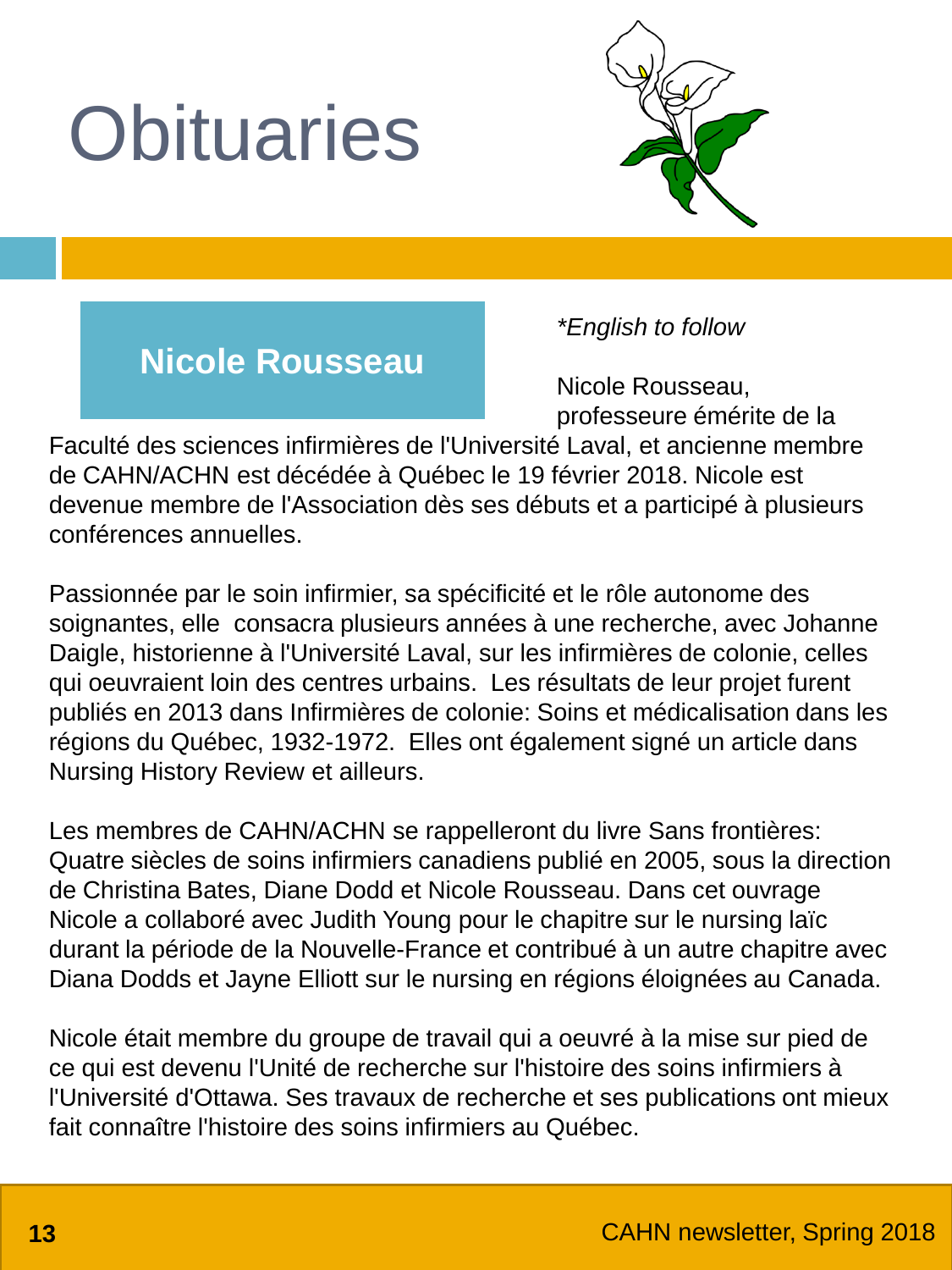# Obituaries

## Nicole Rousseau

*\*English to follow*

Nicole Rousseau, professeure émérite de la Faculté des sciences infirmières de l'Université Laval, et ancienne membre de CAHN/ACHN est décédée à Québec le 19 février 2018. Nicole est devenue membre de l'Association dès ses débuts et a participé à plusieurs conférences annuelles.

Passionnée par le soin infirmier, sa spécificité et le rôle autonome des soignantes, elle consacra plusieurs années à une recherche, avec Johanne Daigle, historienne à l'Université Laval, sur les infirmières de colonie, celles qui oeuvraient loin des centres urbains. Les résultats de leur projet furent publiés en 2013 dans Infirmières de colonie: Soins et médicalisation dans les régions du Québec, 1932-1972. Elles ont également signé un article dans Nursing History Review et ailleurs.

Les membres de CAHN/ACHN se rappelleront du livre Sans frontières: Quatre siècles de soins infirmiers canadiens publié en 2005, sous la direction de Christina Bates, Diane Dodd et Nicole Rousseau. Dans cet ouvrage Nicole a collaboré avec Judith Young pour le chapitre sur le nursing laïc durant la période de la Nouvelle-France et contribué à un autre chapitre avec Diana Dodds et Jayne Elliott sur le nursing en régions éloignées au Canada.

Nicole était membre du groupe de travail qui a oeuvré à la mise sur pied de ce qui est devenu l'Unité de recherche sur l'histoire des soins infirmiers à l'Université d'Ottawa. Ses travaux de recherche et ses publications ont mieux fait connaître l'histoire des soins infirmiers au Québec.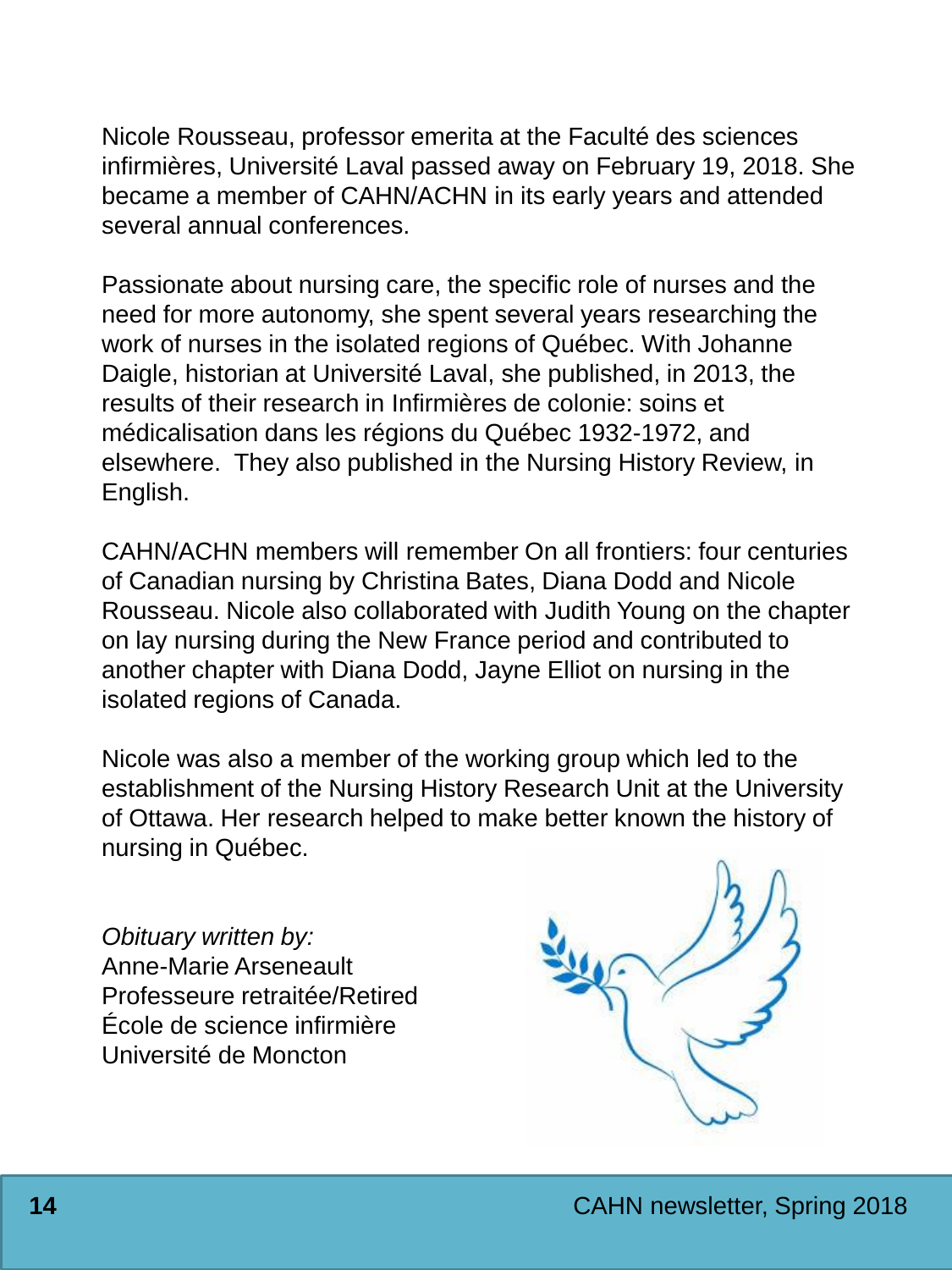Nicole Rousseau, professor emerita at the Faculté des sciences infirmières, Université Laval passed away on February 19, 2018. She became a member of CAHN/ACHN in its early years and attended several annual conferences.

Passionate about nursing care, the specific role of nurses and the need for more autonomy, she spent several years researching the work of nurses in the isolated regions of Québec. With Johanne Daigle, historian at Université Laval, she published, in 2013, the results of their research in Infirmières de colonie: soins et médicalisation dans les régions du Québec 1932-1972, and elsewhere. They also published in the Nursing History Review, in English.

CAHN/ACHN members will remember On all frontiers: four centuries of Canadian nursing by Christina Bates, Diana Dodd and Nicole Rousseau. Nicole also collaborated with Judith Young on the chapter on lay nursing during the New France period and contributed to another chapter with Diana Dodd, Jayne Elliot on nursing in the isolated regions of Canada.

Nicole was also a member of the working group which led to the establishment of the Nursing History Research Unit at the University of Ottawa. Her research helped to make better known the history of nursing in Québec.

*Obituary written by:*
Anne-Marie Arseneault
Professeure retraitée/Retired
École de science infirmière
Université de Moncton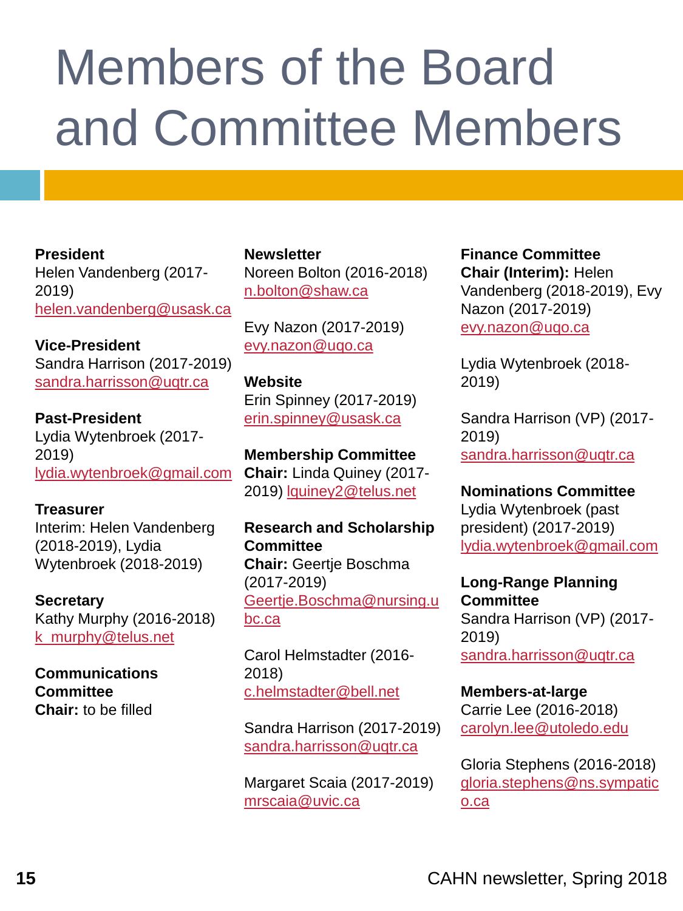# Members of the Board and Committee Members

**President**
Helen Vandenberg (2017-2019)
helen.vandenberg@usask.ca

**Vice-President**
Sandra Harrison (2017-2019)
sandra.harrisson@uqtr.ca

**Past-President**
Lydia Wytenbroek (2017-2019)
lydia.wytenbroek@gmail.com

**Treasurer**
Interim: Helen Vandenberg (2018-2019), Lydia Wytenbroek (2018-2019)

**Secretary**
Kathy Murphy (2016-2018)
k_murphy@telus.net

**Communications Committee**
**Chair:** to be filled

**Newsletter**
Noreen Bolton (2016-2018)
n.bolton@shaw.ca

Evy Nazon (2017-2019)
evy.nazon@uqo.ca

**Website**
Erin Spinney (2017-2019)
erin.spinney@usask.ca

**Membership Committee**
**Chair:** Linda Quiney (2017-2019) lquiney2@telus.net

**Research and Scholarship Committee**
**Chair:** Geertje Boschma (2017-2019)
Geertje.Boschma@nursing.ubc.ca

Carol Helmstadter (2016-2018)
c.helmstadter@bell.net

Sandra Harrison (2017-2019)
sandra.harrisson@uqtr.ca

Margaret Scaia (2017-2019)
mrscaia@uvic.ca

**Finance Committee**
**Chair (Interim):** Helen Vandenberg (2018-2019), Evy Nazon (2017-2019)
evy.nazon@uqo.ca

Lydia Wytenbroek (2018-2019)

Sandra Harrison (VP) (2017-2019)
sandra.harrisson@uqtr.ca

**Nominations Committee**
Lydia Wytenbroek (past president) (2017-2019)
lydia.wytenbroek@gmail.com

**Long-Range Planning Committee**
Sandra Harrison (VP) (2017-2019)
sandra.harrisson@uqtr.ca

**Members-at-large**
Carrie Lee (2016-2018)
carolyn.lee@utoledo.edu

Gloria Stephens (2016-2018)
gloria.stephens@ns.sympatico.ca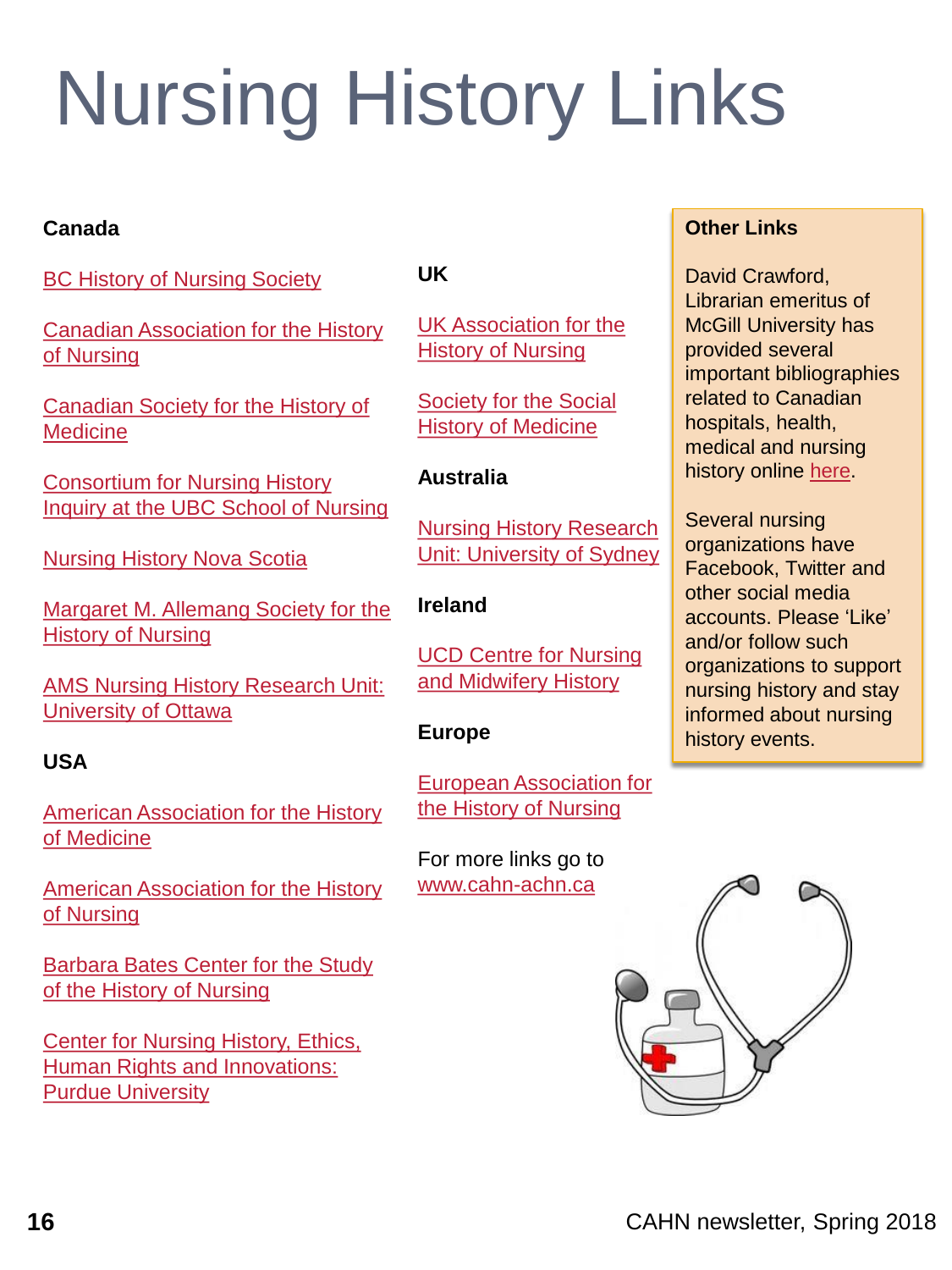# Nursing History Links

### Canada

BC History of Nursing Society

Canadian Association for the History of Nursing

Canadian Society for the History of Medicine

Consortium for Nursing History Inquiry at the UBC School of Nursing

Nursing History Nova Scotia

Margaret M. Allemang Society for the History of Nursing

AMS Nursing History Research Unit: University of Ottawa

### USA

American Association for the History of Medicine

American Association for the History of Nursing

Barbara Bates Center for the Study of the History of Nursing

Center for Nursing History, Ethics, Human Rights and Innovations: Purdue University

### UK

UK Association for the History of Nursing

Society for the Social History of Medicine

### Australia

Nursing History Research Unit: University of Sydney

### Ireland

UCD Centre for Nursing and Midwifery History

### Europe

European Association for the History of Nursing

For more links go to www.cahn-achn.ca

### Other Links

David Crawford, Librarian emeritus of McGill University has provided several important bibliographies related to Canadian hospitals, health, medical and nursing history online here.

Several nursing organizations have Facebook, Twitter and other social media accounts. Please 'Like' and/or follow such organizations to support nursing history and stay informed about nursing history events.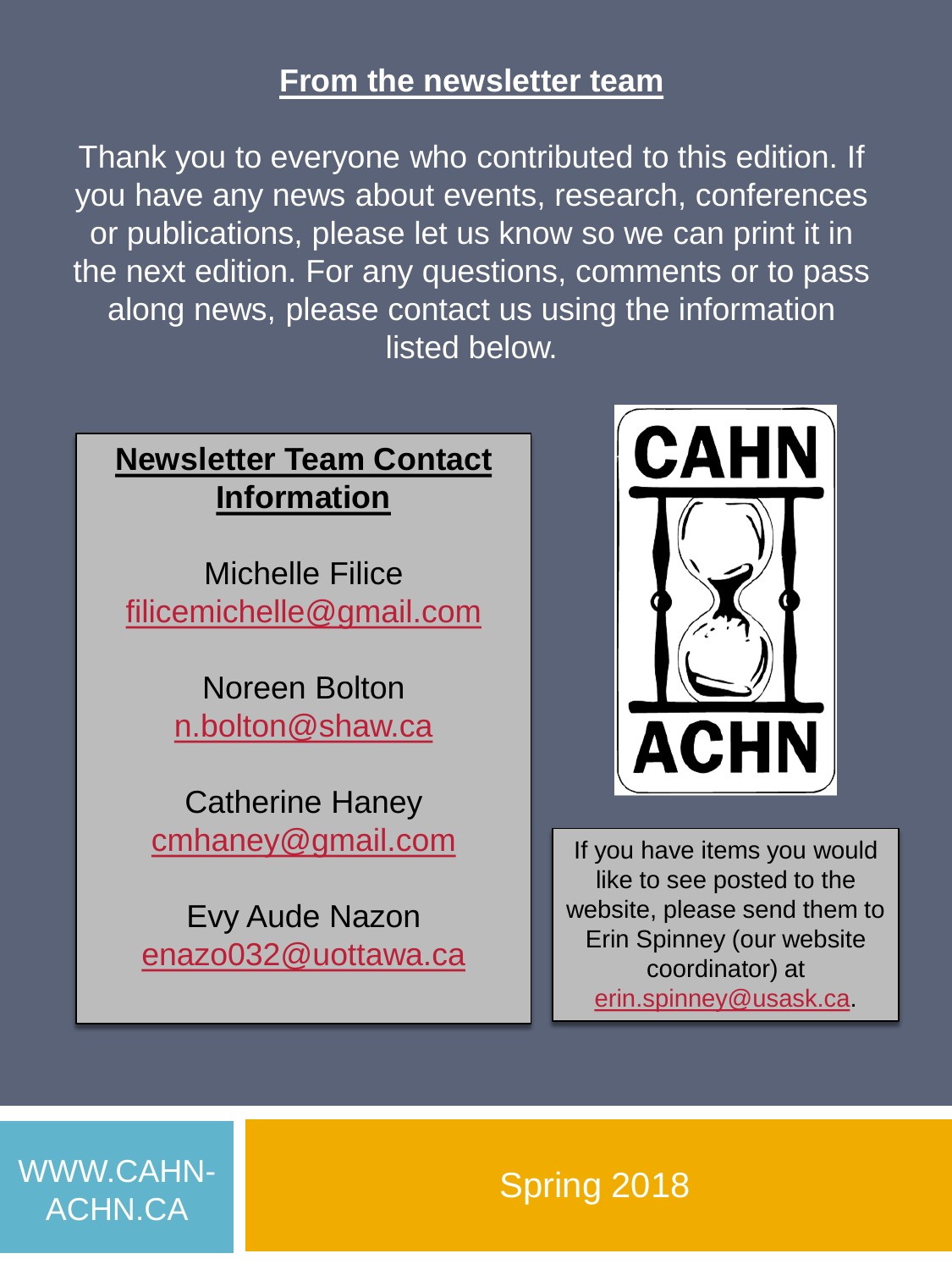## From the newsletter team

Thank you to everyone who contributed to this edition. If you have any news about events, research, conferences or publications, please let us know so we can print it in the next edition. For any questions, comments or to pass along news, please contact us using the information listed below.

### Newsletter Team Contact Information

Michelle Filice
filicemichelle@gmail.com

Noreen Bolton
n.bolton@shaw.ca

Catherine Haney
cmhaney@gmail.com

Evy Aude Nazon
enazo032@uottawa.ca

CAHN
ACHN

If you have items you would like to see posted to the website, please send them to Erin Spinney (our website coordinator) at erin.spinney@usask.ca.

WWW.CAHN-ACHN.CA

Spring 2018